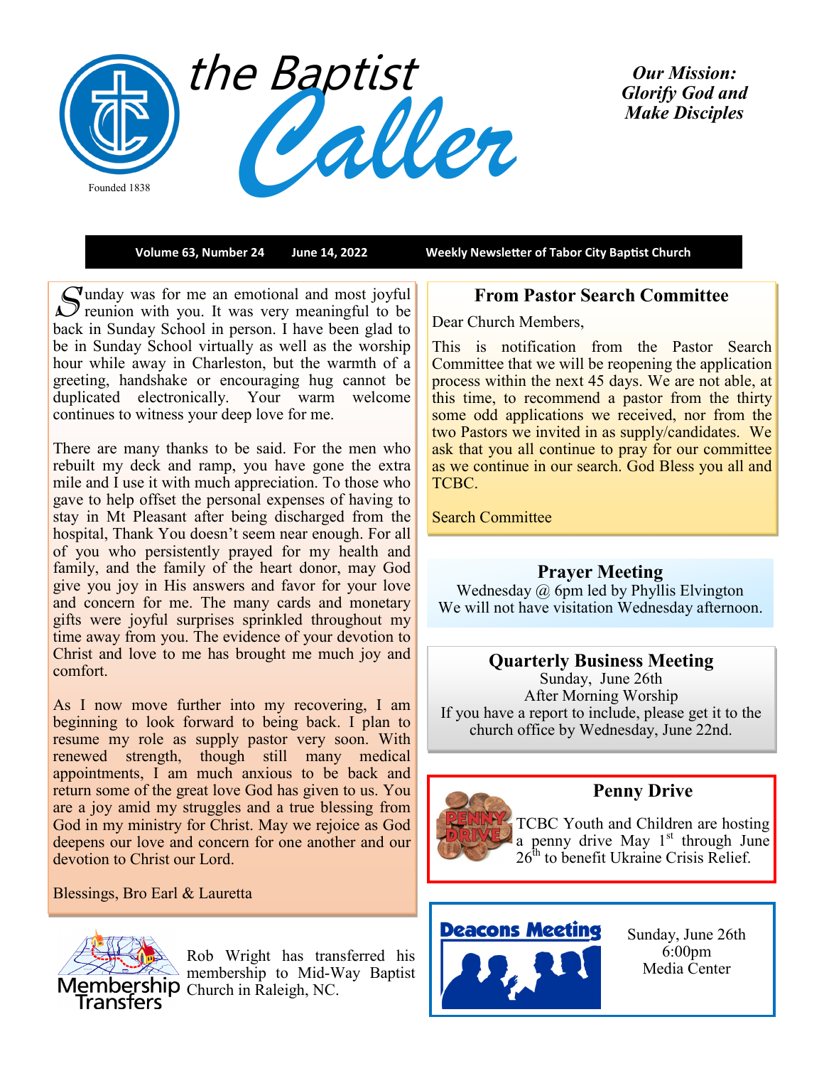# the Baptist Caller

Founded 1838

*Our Mission: Glorify God and Make Disciples*

**Volume 63, Number 24** **June 14, 2022** **Weekly Newsletter of Tabor City Baptist Church**

Sunday was for me an emotional and most joyful reunion with you. It was very meaningful to be back in Sunday School in person. I have been glad to be in Sunday School virtually as well as the worship hour while away in Charleston, but the warmth of a greeting, handshake or encouraging hug cannot be duplicated electronically. Your warm welcome continues to witness your deep love for me.

There are many thanks to be said. For the men who rebuilt my deck and ramp, you have gone the extra mile and I use it with much appreciation. To those who gave to help offset the personal expenses of having to stay in Mt Pleasant after being discharged from the hospital, Thank You doesn't seem near enough. For all of you who persistently prayed for my health and family, and the family of the heart donor, may God give you joy in His answers and favor for your love and concern for me. The many cards and monetary gifts were joyful surprises sprinkled throughout my time away from you. The evidence of your devotion to Christ and love to me has brought me much joy and comfort.

As I now move further into my recovering, I am beginning to look forward to being back. I plan to resume my role as supply pastor very soon. With renewed strength, though still many medical appointments, I am much anxious to be back and return some of the great love God has given to us. You are a joy amid my struggles and a true blessing from God in my ministry for Christ. May we rejoice as God deepens our love and concern for one another and our devotion to Christ our Lord.

Blessings, Bro Earl & Lauretta

**Membership Transfers**

Rob Wright has transferred his membership to Mid-Way Baptist Church in Raleigh, NC.

## From Pastor Search Committee

Dear Church Members,

This is notification from the Pastor Search Committee that we will be reopening the application process within the next 45 days. We are not able, at this time, to recommend a pastor from the thirty some odd applications we received, nor from the two Pastors we invited in as supply/candidates. We ask that you all continue to pray for our committee as we continue in our search. God Bless you all and TCBC.

Search Committee

## Prayer Meeting

Wednesday @ 6pm led by Phyllis Elvington
We will not have visitation Wednesday afternoon.

## Quarterly Business Meeting

Sunday, June 26th
After Morning Worship
If you have a report to include, please get it to the church office by Wednesday, June 22nd.

## Penny Drive

TCBC Youth and Children are hosting a penny drive May 1st through June 26th to benefit Ukraine Crisis Relief.

## Deacons Meeting

Sunday, June 26th
6:00pm
Media Center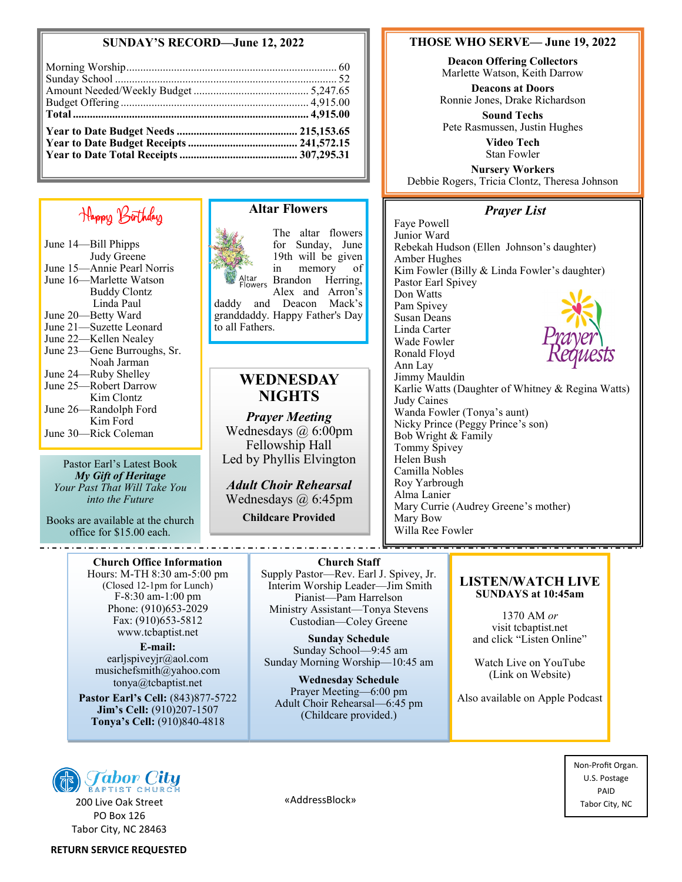## SUNDAY'S RECORD—June 12, 2022

| | |
|---|---|
| Morning Worship | 60 |
| Sunday School | 52 |
| Amount Needed/Weekly Budget | 5,247.65 |
| Budget Offering | 4,915.00 |
| **Total** | **4,915.00** |
| **Year to Date Budget Needs** | **215,153.65** |
| **Year to Date Budget Receipts** | **241,572.15** |
| **Year to Date Total Receipts** | **307,295.31** |

## THOSE WHO SERVE— June 19, 2022

**Deacon Offering Collectors**
Marlette Watson, Keith Darrow

**Deacons at Doors**
Ronnie Jones, Drake Richardson

**Sound Techs**
Pete Rasmussen, Justin Hughes

**Video Tech**
Stan Fowler

**Nursery Workers**
Debbie Rogers, Tricia Clontz, Theresa Johnson

## Happy Birthday

June 14—Bill Phipps
Judy Greene
June 15—Annie Pearl Norris
June 16—Marlette Watson
Buddy Clontz
Linda Paul
June 20—Betty Ward
June 21—Suzette Leonard
June 22—Kellen Nealey
June 23—Gene Burroughs, Sr.
Noah Jarman
June 24—Ruby Shelley
June 25—Robert Darrow
Kim Clontz
June 26—Randolph Ford
Kim Ford
June 30—Rick Coleman

## Altar Flowers

Altar Flowers

The altar flowers for Sunday, June 19th will be given in memory of Brandon Herring, Alex and Arron's daddy and Deacon Mack's granddaddy. Happy Father's Day to all Fathers.

## Prayer List

Faye Powell
Junior Ward
Rebekah Hudson (Ellen Johnson's daughter)
Amber Hughes
Kim Fowler (Billy & Linda Fowler's daughter)
Pastor Earl Spivey
Don Watts
Pam Spivey
Susan Deans
Linda Carter
Wade Fowler
Ronald Floyd
Ann Lay
Jimmy Mauldin
Karlie Watts (Daughter of Whitney & Regina Watts)
Judy Caines
Wanda Fowler (Tonya's aunt)
Nicky Prince (Peggy Prince's son)
Bob Wright & Family
Tommy Spivey
Helen Bush
Camilla Nobles
Roy Yarbrough
Alma Lanier
Mary Currie (Audrey Greene's mother)
Mary Bow
Willa Ree Fowler

Prayer Requests

## WEDNESDAY NIGHTS

***Prayer Meeting***
Wednesdays @ 6:00pm
Fellowship Hall
Led by Phyllis Elvington

***Adult Choir Rehearsal***
Wednesdays @ 6:45pm
**Childcare Provided**

Pastor Earl's Latest Book
***My Gift of Heritage***
*Your Past That Will Take You into the Future*

Books are available at the church office for $15.00 each.

**Church Office Information**
Hours: M-TH 8:30 am-5:00 pm
(Closed 12-1pm for Lunch)
F-8:30 am-1:00 pm
Phone: (910)653-2029
Fax: (910)653-5812
www.tcbaptist.net

**E-mail:**
earljspiveyjr@aol.com
musichefsmith@yahoo.com
tonya@tcbaptist.net

**Pastor Earl's Cell:** (843)877-5722
**Jim's Cell:** (910)207-1507
**Tonya's Cell:** (910)840-4818

**Church Staff**
Supply Pastor—Rev. Earl J. Spivey, Jr.
Interim Worship Leader—Jim Smith
Pianist—Pam Harrelson
Ministry Assistant—Tonya Stevens
Custodian—Coley Greene

**Sunday Schedule**
Sunday School—9:45 am
Sunday Morning Worship—10:45 am

**Wednesday Schedule**
Prayer Meeting—6:00 pm
Adult Choir Rehearsal—6:45 pm
(Childcare provided.)

**LISTEN/WATCH LIVE**
**SUNDAYS at 10:45am**

1370 AM *or*
visit tcbaptist.net
and click "Listen Online"

Watch Live on YouTube
(Link on Website)

Also available on Apple Podcast

Tabor City Baptist Church
200 Live Oak Street
PO Box 126
Tabor City, NC 28463

«AddressBlock»

Non-Profit Organ.
U.S. Postage
PAID
Tabor City, NC

**RETURN SERVICE REQUESTED**